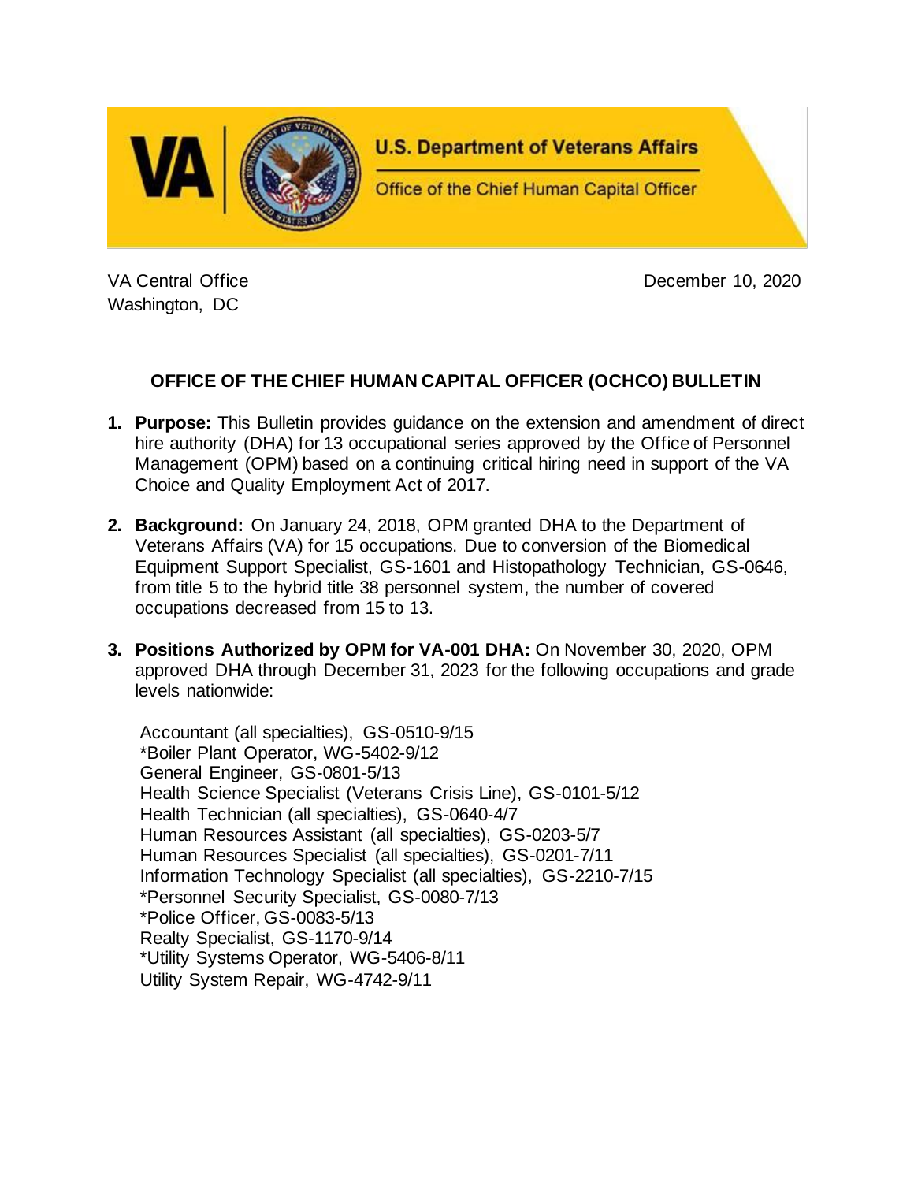U.S. Department of Veterans Affairs

Office of the Chief Human Capital Officer

VA Central Office
Washington, DC

December 10, 2020

## OFFICE OF THE CHIEF HUMAN CAPITAL OFFICER (OCHCO) BULLETIN

1. **Purpose:** This Bulletin provides guidance on the extension and amendment of direct hire authority (DHA) for 13 occupational series approved by the Office of Personnel Management (OPM) based on a continuing critical hiring need in support of the VA Choice and Quality Employment Act of 2017.

2. **Background:** On January 24, 2018, OPM granted DHA to the Department of Veterans Affairs (VA) for 15 occupations. Due to conversion of the Biomedical Equipment Support Specialist, GS-1601 and Histopathology Technician, GS-0646, from title 5 to the hybrid title 38 personnel system, the number of covered occupations decreased from 15 to 13.

3. **Positions Authorized by OPM for VA-001 DHA:** On November 30, 2020, OPM approved DHA through December 31, 2023 for the following occupations and grade levels nationwide:

   Accountant (all specialties), GS-0510-9/15
   *Boiler Plant Operator, WG-5402-9/12
   General Engineer, GS-0801-5/13
   Health Science Specialist (Veterans Crisis Line), GS-0101-5/12
   Health Technician (all specialties), GS-0640-4/7
   Human Resources Assistant (all specialties), GS-0203-5/7
   Human Resources Specialist (all specialties), GS-0201-7/11
   Information Technology Specialist (all specialties), GS-2210-7/15
   *Personnel Security Specialist, GS-0080-7/13
   *Police Officer, GS-0083-5/13
   Realty Specialist, GS-1170-9/14
   *Utility Systems Operator, WG-5406-8/11
   Utility System Repair, WG-4742-9/11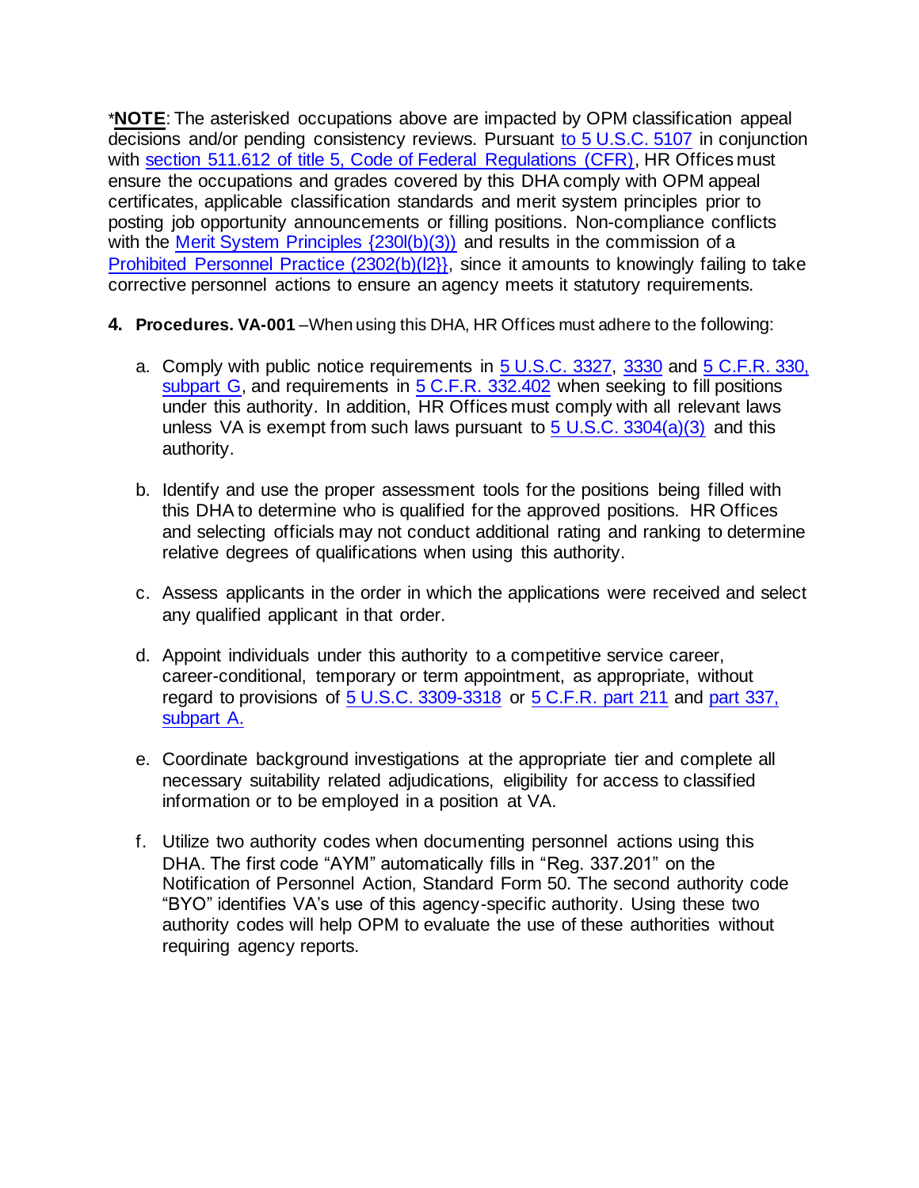*__NOTE__: The asterisked occupations above are impacted by OPM classification appeal decisions and/or pending consistency reviews. Pursuant to 5 U.S.C. 5107 in conjunction with section 511.612 of title 5, Code of Federal Regulations (CFR), HR Offices must ensure the occupations and grades covered by this DHA comply with OPM appeal certificates, applicable classification standards and merit system principles prior to posting job opportunity announcements or filling positions. Non-compliance conflicts with the Merit System Principles {230l(b)(3)) and results in the commission of a Prohibited Personnel Practice (2302(b)(l2}}, since it amounts to knowingly failing to take corrective personnel actions to ensure an agency meets it statutory requirements.

4. **Procedures. VA-001** –When using this DHA, HR Offices must adhere to the following:

   a. Comply with public notice requirements in 5 U.S.C. 3327, 3330 and 5 C.F.R. 330, subpart G, and requirements in 5 C.F.R. 332.402 when seeking to fill positions under this authority. In addition, HR Offices must comply with all relevant laws unless VA is exempt from such laws pursuant to 5 U.S.C. 3304(a)(3) and this authority.

   b. Identify and use the proper assessment tools for the positions being filled with this DHA to determine who is qualified for the approved positions. HR Offices and selecting officials may not conduct additional rating and ranking to determine relative degrees of qualifications when using this authority.

   c. Assess applicants in the order in which the applications were received and select any qualified applicant in that order.

   d. Appoint individuals under this authority to a competitive service career, career-conditional, temporary or term appointment, as appropriate, without regard to provisions of 5 U.S.C. 3309-3318 or 5 C.F.R. part 211 and part 337, subpart A.

   e. Coordinate background investigations at the appropriate tier and complete all necessary suitability related adjudications, eligibility for access to classified information or to be employed in a position at VA.

   f. Utilize two authority codes when documenting personnel actions using this DHA. The first code "AYM" automatically fills in "Reg. 337.201" on the Notification of Personnel Action, Standard Form 50. The second authority code "BYO" identifies VA's use of this agency-specific authority. Using these two authority codes will help OPM to evaluate the use of these authorities without requiring agency reports.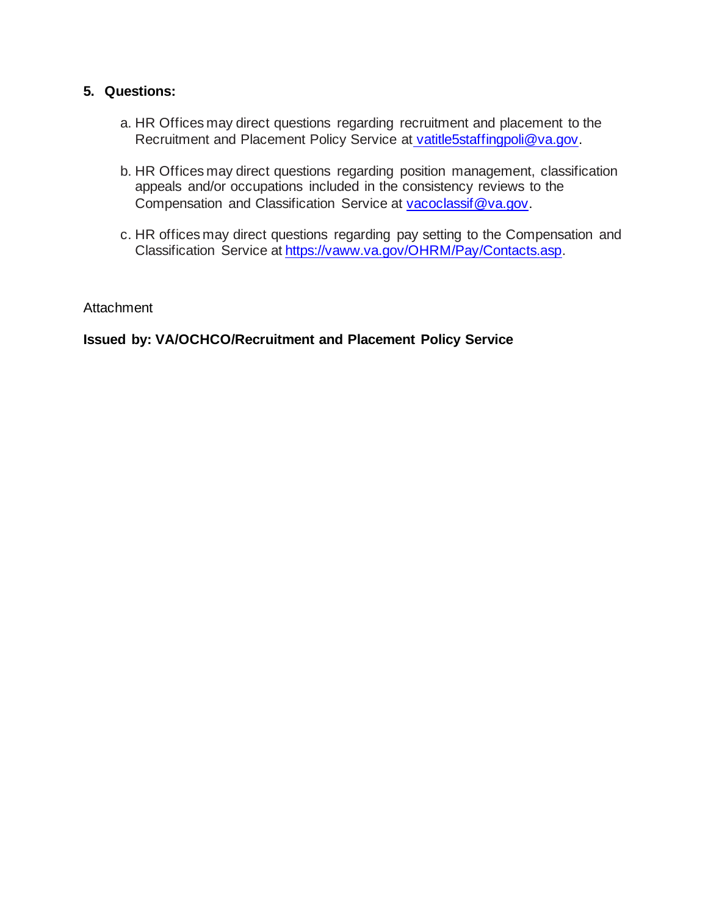**5. Questions:**

a. HR Offices may direct questions regarding recruitment and placement to the Recruitment and Placement Policy Service at vatitle5staffingpoli@va.gov.

b. HR Offices may direct questions regarding position management, classification appeals and/or occupations included in the consistency reviews to the Compensation and Classification Service at vacoclassif@va.gov.

c. HR offices may direct questions regarding pay setting to the Compensation and Classification Service at https://vaww.va.gov/OHRM/Pay/Contacts.asp.

Attachment

**Issued by: VA/OCHCO/Recruitment and Placement Policy Service**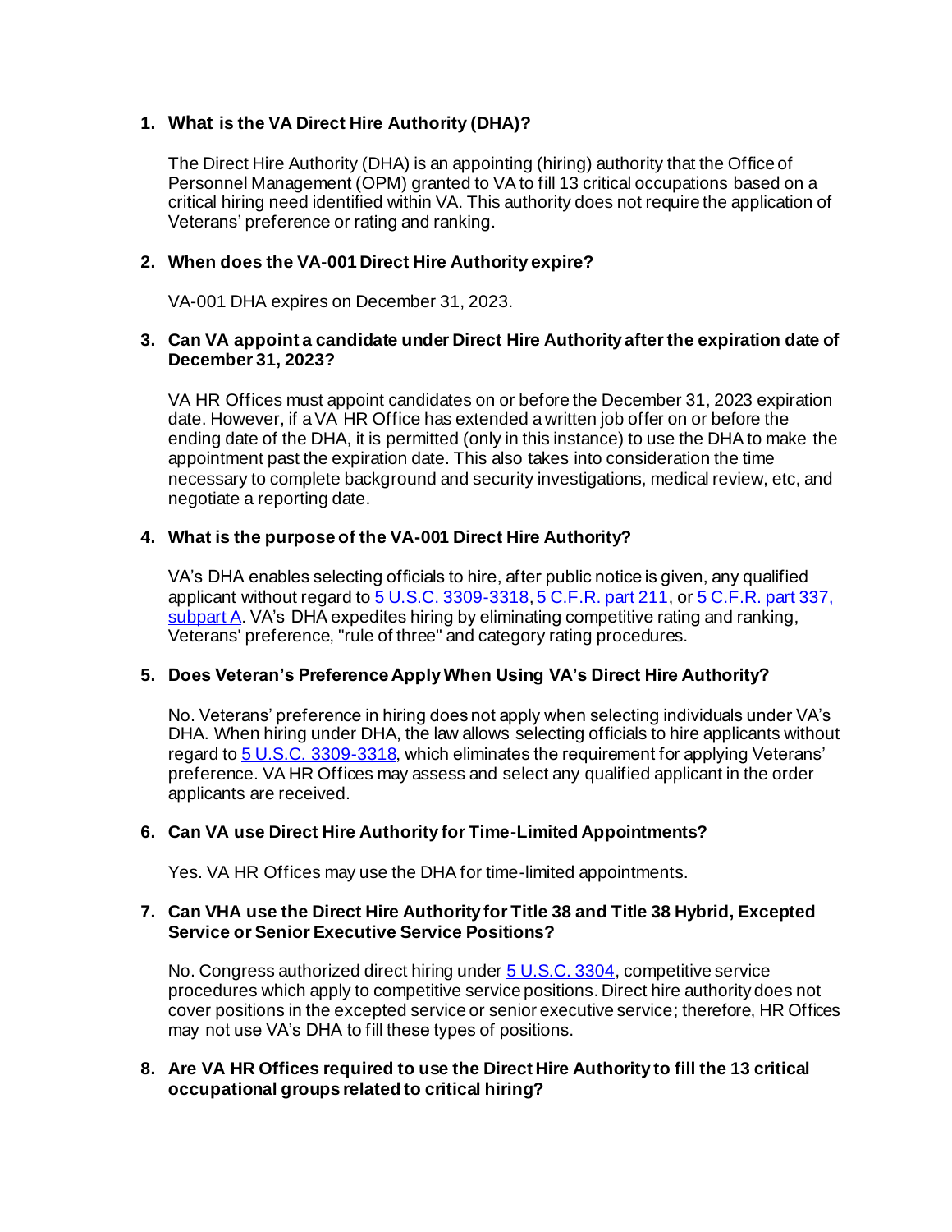1. **What is the VA Direct Hire Authority (DHA)?**

   The Direct Hire Authority (DHA) is an appointing (hiring) authority that the Office of Personnel Management (OPM) granted to VA to fill 13 critical occupations based on a critical hiring need identified within VA. This authority does not require the application of Veterans' preference or rating and ranking.

2. **When does the VA-001 Direct Hire Authority expire?**

   VA-001 DHA expires on December 31, 2023.

3. **Can VA appoint a candidate under Direct Hire Authority after the expiration date of December 31, 2023?**

   VA HR Offices must appoint candidates on or before the December 31, 2023 expiration date. However, if a VA HR Office has extended a written job offer on or before the ending date of the DHA, it is permitted (only in this instance) to use the DHA to make the appointment past the expiration date. This also takes into consideration the time necessary to complete background and security investigations, medical review, etc, and negotiate a reporting date.

4. **What is the purpose of the VA-001 Direct Hire Authority?**

   VA's DHA enables selecting officials to hire, after public notice is given, any qualified applicant without regard to 5 U.S.C. 3309-3318, 5 C.F.R. part 211, or 5 C.F.R. part 337, subpart A. VA's DHA expedites hiring by eliminating competitive rating and ranking, Veterans' preference, "rule of three" and category rating procedures.

5. **Does Veteran's Preference Apply When Using VA's Direct Hire Authority?**

   No. Veterans' preference in hiring does not apply when selecting individuals under VA's DHA. When hiring under DHA, the law allows selecting officials to hire applicants without regard to 5 U.S.C. 3309-3318, which eliminates the requirement for applying Veterans' preference. VA HR Offices may assess and select any qualified applicant in the order applicants are received.

6. **Can VA use Direct Hire Authority for Time-Limited Appointments?**

   Yes. VA HR Offices may use the DHA for time-limited appointments.

7. **Can VHA use the Direct Hire Authority for Title 38 and Title 38 Hybrid, Excepted Service or Senior Executive Service Positions?**

   No. Congress authorized direct hiring under 5 U.S.C. 3304, competitive service procedures which apply to competitive service positions. Direct hire authority does not cover positions in the excepted service or senior executive service; therefore, HR Offices may not use VA's DHA to fill these types of positions.

8. **Are VA HR Offices required to use the Direct Hire Authority to fill the 13 critical occupational groups related to critical hiring?**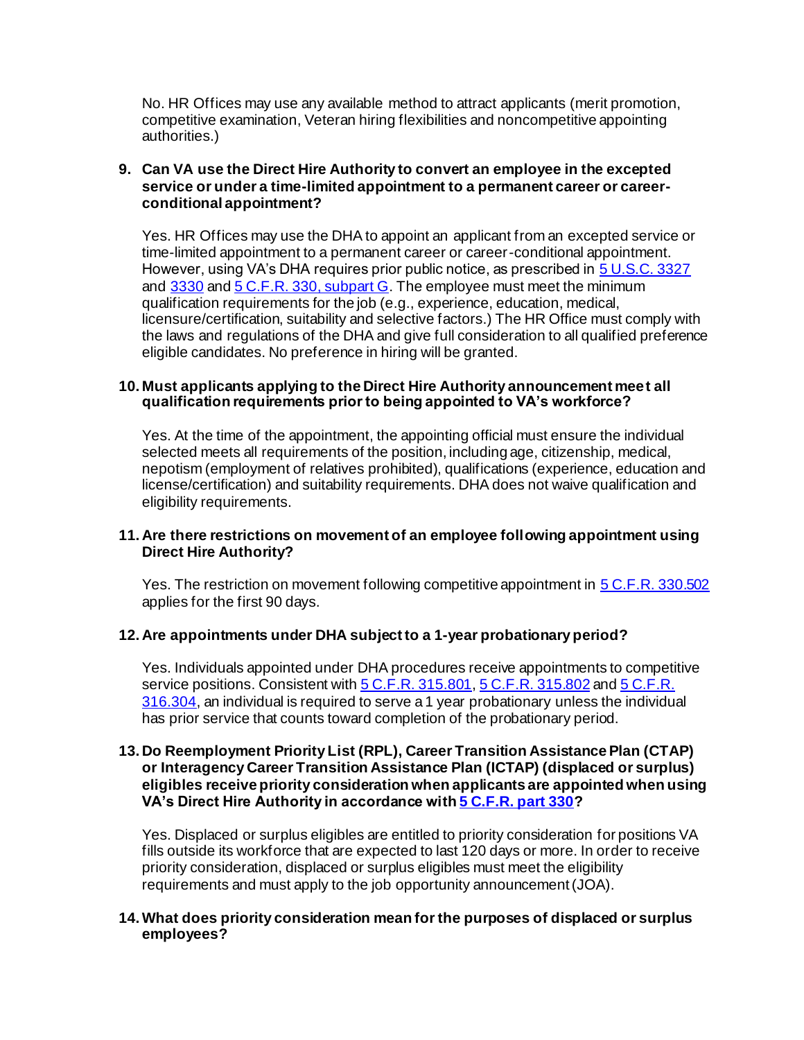No. HR Offices may use any available method to attract applicants (merit promotion, competitive examination, Veteran hiring flexibilities and noncompetitive appointing authorities.)

9. **Can VA use the Direct Hire Authority to convert an employee in the excepted service or under a time-limited appointment to a permanent career or career-conditional appointment?**

   Yes. HR Offices may use the DHA to appoint an applicant from an excepted service or time-limited appointment to a permanent career or career-conditional appointment. However, using VA's DHA requires prior public notice, as prescribed in [5 U.S.C. 3327](#) and [3330](#) and [5 C.F.R. 330, subpart G](#). The employee must meet the minimum qualification requirements for the job (e.g., experience, education, medical, licensure/certification, suitability and selective factors.) The HR Office must comply with the laws and regulations of the DHA and give full consideration to all qualified preference eligible candidates. No preference in hiring will be granted.

10. **Must applicants applying to the Direct Hire Authority announcement meet all qualification requirements prior to being appointed to VA's workforce?**

    Yes. At the time of the appointment, the appointing official must ensure the individual selected meets all requirements of the position, including age, citizenship, medical, nepotism (employment of relatives prohibited), qualifications (experience, education and license/certification) and suitability requirements. DHA does not waive qualification and eligibility requirements.

11. **Are there restrictions on movement of an employee following appointment using Direct Hire Authority?**

    Yes. The restriction on movement following competitive appointment in [5 C.F.R. 330.502](#) applies for the first 90 days.

12. **Are appointments under DHA subject to a 1-year probationary period?**

    Yes. Individuals appointed under DHA procedures receive appointments to competitive service positions. Consistent with [5 C.F.R. 315.801](#), [5 C.F.R. 315.802](#) and [5 C.F.R. 316.304](#), an individual is required to serve a 1 year probationary unless the individual has prior service that counts toward completion of the probationary period.

13. **Do Reemployment Priority List (RPL), Career Transition Assistance Plan (CTAP) or Interagency Career Transition Assistance Plan (ICTAP) (displaced or surplus) eligibles receive priority consideration when applicants are appointed when using VA's Direct Hire Authority in accordance with [5 C.F.R. part 330](#)?**

    Yes. Displaced or surplus eligibles are entitled to priority consideration for positions VA fills outside its workforce that are expected to last 120 days or more. In order to receive priority consideration, displaced or surplus eligibles must meet the eligibility requirements and must apply to the job opportunity announcement (JOA).

14. **What does priority consideration mean for the purposes of displaced or surplus employees?**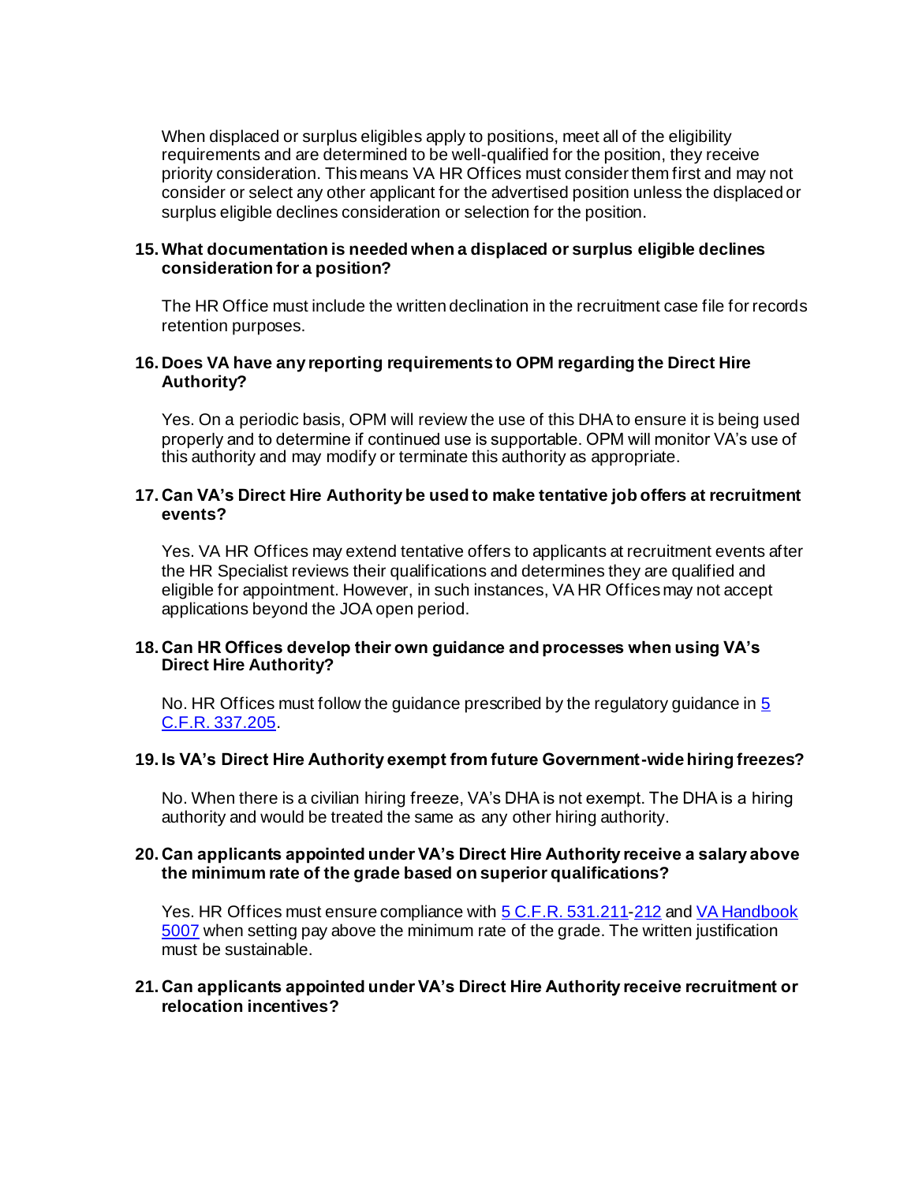When displaced or surplus eligibles apply to positions, meet all of the eligibility requirements and are determined to be well-qualified for the position, they receive priority consideration. This means VA HR Offices must consider them first and may not consider or select any other applicant for the advertised position unless the displaced or surplus eligible declines consideration or selection for the position.

**15. What documentation is needed when a displaced or surplus eligible declines consideration for a position?**

The HR Office must include the written declination in the recruitment case file for records retention purposes.

**16. Does VA have any reporting requirements to OPM regarding the Direct Hire Authority?**

Yes. On a periodic basis, OPM will review the use of this DHA to ensure it is being used properly and to determine if continued use is supportable. OPM will monitor VA's use of this authority and may modify or terminate this authority as appropriate.

**17. Can VA's Direct Hire Authority be used to make tentative job offers at recruitment events?**

Yes. VA HR Offices may extend tentative offers to applicants at recruitment events after the HR Specialist reviews their qualifications and determines they are qualified and eligible for appointment. However, in such instances, VA HR Offices may not accept applications beyond the JOA open period.

**18. Can HR Offices develop their own guidance and processes when using VA's Direct Hire Authority?**

No. HR Offices must follow the guidance prescribed by the regulatory guidance in 5 C.F.R. 337.205.

**19. Is VA's Direct Hire Authority exempt from future Government-wide hiring freezes?**

No. When there is a civilian hiring freeze, VA's DHA is not exempt. The DHA is a hiring authority and would be treated the same as any other hiring authority.

**20. Can applicants appointed under VA's Direct Hire Authority receive a salary above the minimum rate of the grade based on superior qualifications?**

Yes. HR Offices must ensure compliance with 5 C.F.R. 531.211-212 and VA Handbook 5007 when setting pay above the minimum rate of the grade. The written justification must be sustainable.

**21. Can applicants appointed under VA's Direct Hire Authority receive recruitment or relocation incentives?**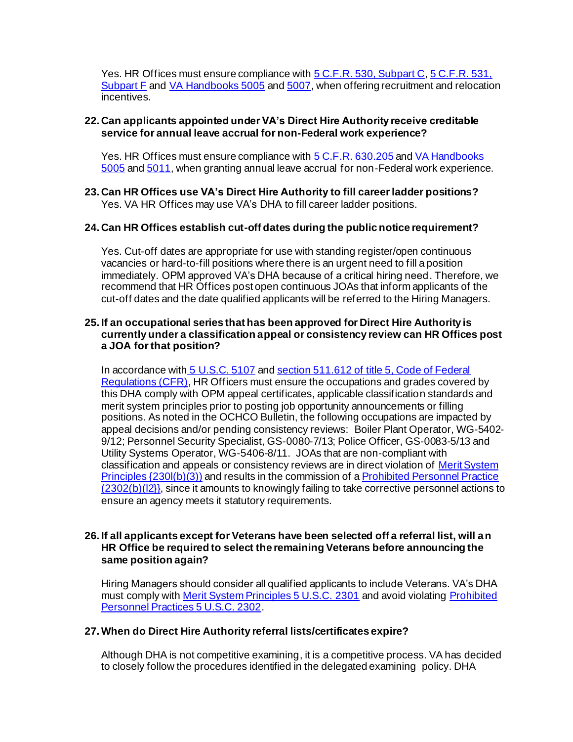Yes. HR Offices must ensure compliance with 5 C.F.R. 530, Subpart C, 5 C.F.R. 531, Subpart F and VA Handbooks 5005 and 5007, when offering recruitment and relocation incentives.

**22. Can applicants appointed under VA's Direct Hire Authority receive creditable service for annual leave accrual for non-Federal work experience?**

Yes. HR Offices must ensure compliance with 5 C.F.R. 630.205 and VA Handbooks 5005 and 5011, when granting annual leave accrual for non-Federal work experience.

**23. Can HR Offices use VA's Direct Hire Authority to fill career ladder positions?**
Yes. VA HR Offices may use VA's DHA to fill career ladder positions.

**24. Can HR Offices establish cut-off dates during the public notice requirement?**

Yes. Cut-off dates are appropriate for use with standing register/open continuous vacancies or hard-to-fill positions where there is an urgent need to fill a position immediately. OPM approved VA's DHA because of a critical hiring need. Therefore, we recommend that HR Offices post open continuous JOAs that inform applicants of the cut-off dates and the date qualified applicants will be referred to the Hiring Managers.

**25. If an occupational series that has been approved for Direct Hire Authority is currently under a classification appeal or consistency review can HR Offices post a JOA for that position?**

In accordance with 5 U.S.C. 5107 and section 511.612 of title 5, Code of Federal Regulations (CFR), HR Officers must ensure the occupations and grades covered by this DHA comply with OPM appeal certificates, applicable classification standards and merit system principles prior to posting job opportunity announcements or filling positions. As noted in the OCHCO Bulletin, the following occupations are impacted by appeal decisions and/or pending consistency reviews: Boiler Plant Operator, WG-5402-9/12; Personnel Security Specialist, GS-0080-7/13; Police Officer, GS-0083-5/13 and Utility Systems Operator, WG-5406-8/11. JOAs that are non-compliant with classification and appeals or consistency reviews are in direct violation of Merit System Principles {230l(b)(3)) and results in the commission of a Prohibited Personnel Practice (2302(b)(l2}}, since it amounts to knowingly failing to take corrective personnel actions to ensure an agency meets it statutory requirements.

**26. If all applicants except for Veterans have been selected off a referral list, will an HR Office be required to select the remaining Veterans before announcing the same position again?**

Hiring Managers should consider all qualified applicants to include Veterans. VA's DHA must comply with Merit System Principles 5 U.S.C. 2301 and avoid violating Prohibited Personnel Practices 5 U.S.C. 2302.

**27. When do Direct Hire Authority referral lists/certificates expire?**

Although DHA is not competitive examining, it is a competitive process. VA has decided to closely follow the procedures identified in the delegated examining policy. DHA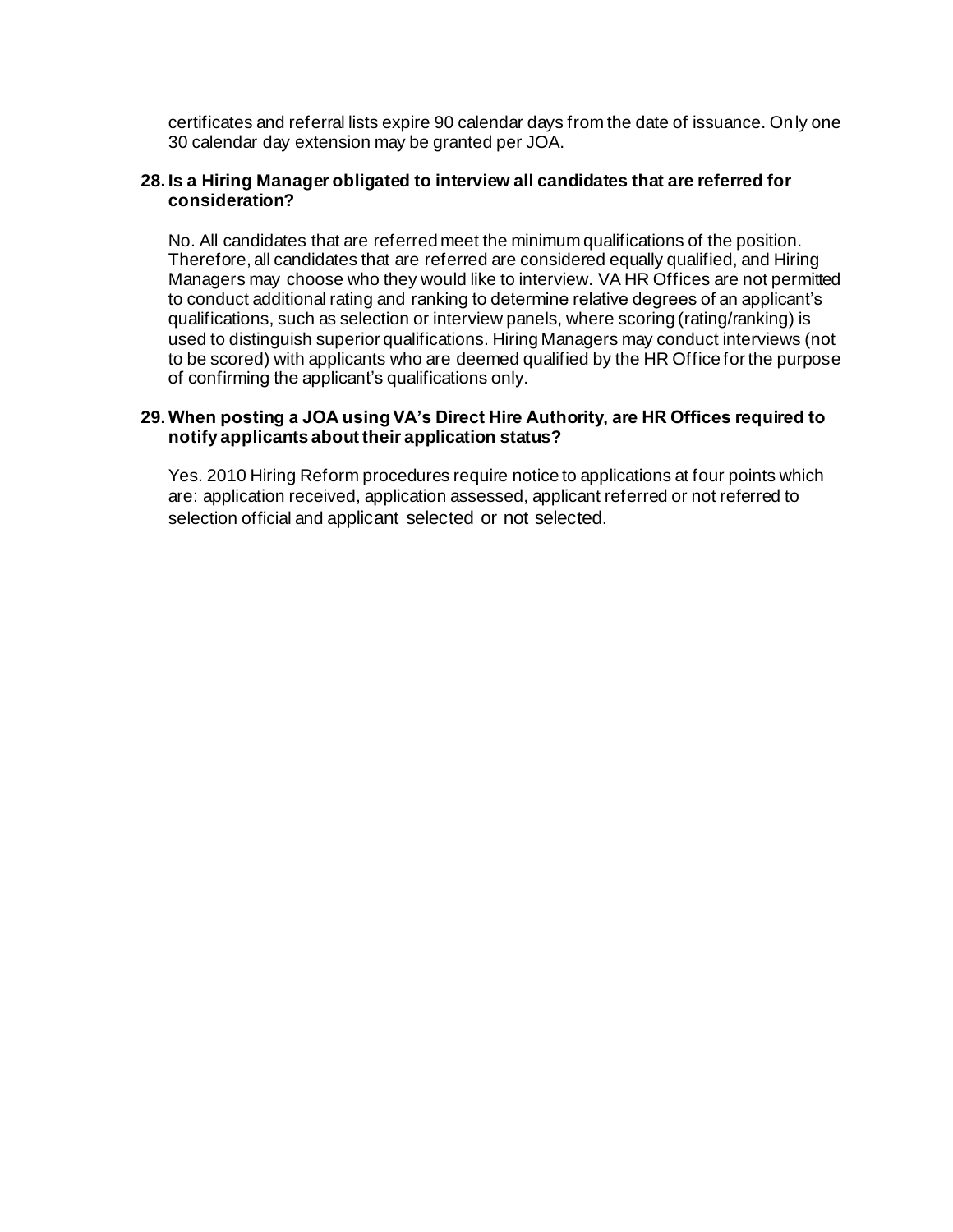certificates and referral lists expire 90 calendar days from the date of issuance. Only one 30 calendar day extension may be granted per JOA.

**28. Is a Hiring Manager obligated to interview all candidates that are referred for consideration?**

No. All candidates that are referred meet the minimum qualifications of the position. Therefore, all candidates that are referred are considered equally qualified, and Hiring Managers may choose who they would like to interview. VA HR Offices are not permitted to conduct additional rating and ranking to determine relative degrees of an applicant's qualifications, such as selection or interview panels, where scoring (rating/ranking) is used to distinguish superior qualifications. Hiring Managers may conduct interviews (not to be scored) with applicants who are deemed qualified by the HR Office for the purpose of confirming the applicant's qualifications only.

**29. When posting a JOA using VA's Direct Hire Authority, are HR Offices required to notify applicants about their application status?**

Yes. 2010 Hiring Reform procedures require notice to applications at four points which are: application received, application assessed, applicant referred or not referred to selection official and applicant selected or not selected.